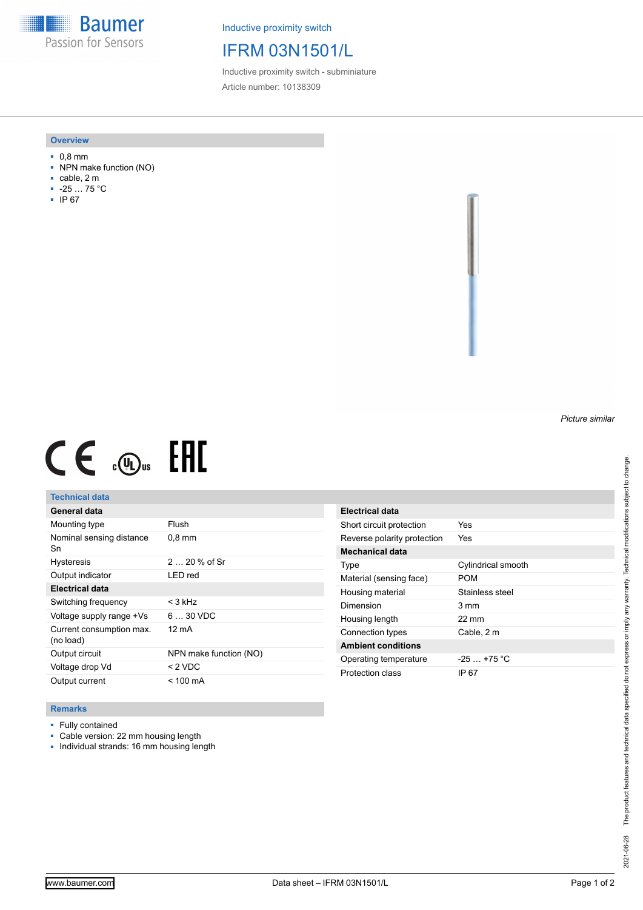Baumer
Passion for Sensors

Inductive proximity switch

# IFRM 03N1501/L

Inductive proximity switch - subminiature

Article number: 10138309

## Overview

- 0,8 mm
- NPN make function (NO)
- cable, 2 m
- -25 … 75 °C
- IP 67

*Picture similar*

## Technical data

| General data | |
|---|---|
| Mounting type | Flush |
| Nominal sensing distance Sn | 0,8 mm |
| Hysteresis | 2 … 20 % of Sr |
| Output indicator | LED red |
| **Electrical data** | |
| Switching frequency | < 3 kHz |
| Voltage supply range +Vs | 6 … 30 VDC |
| Current consumption max. (no load) | 12 mA |
| Output circuit | NPN make function (NO) |
| Voltage drop Vd | < 2 VDC |
| Output current | < 100 mA |

| Electrical data | |
|---|---|
| Short circuit protection | Yes |
| Reverse polarity protection | Yes |
| **Mechanical data** | |
| Type | Cylindrical smooth |
| Material (sensing face) | POM |
| Housing material | Stainless steel |
| Dimension | 3 mm |
| Housing length | 22 mm |
| Connection types | Cable, 2 m |
| **Ambient conditions** | |
| Operating temperature | -25 … +75 °C |
| Protection class | IP 67 |

## Remarks

- Fully contained
- Cable version: 22 mm housing length
- Individual strands: 16 mm housing length

2021-06-28 The product features and technical data specified do not express or imply any warranty. Technical modifications subject to change.

www.baumer.com | Data sheet – IFRM 03N1501/L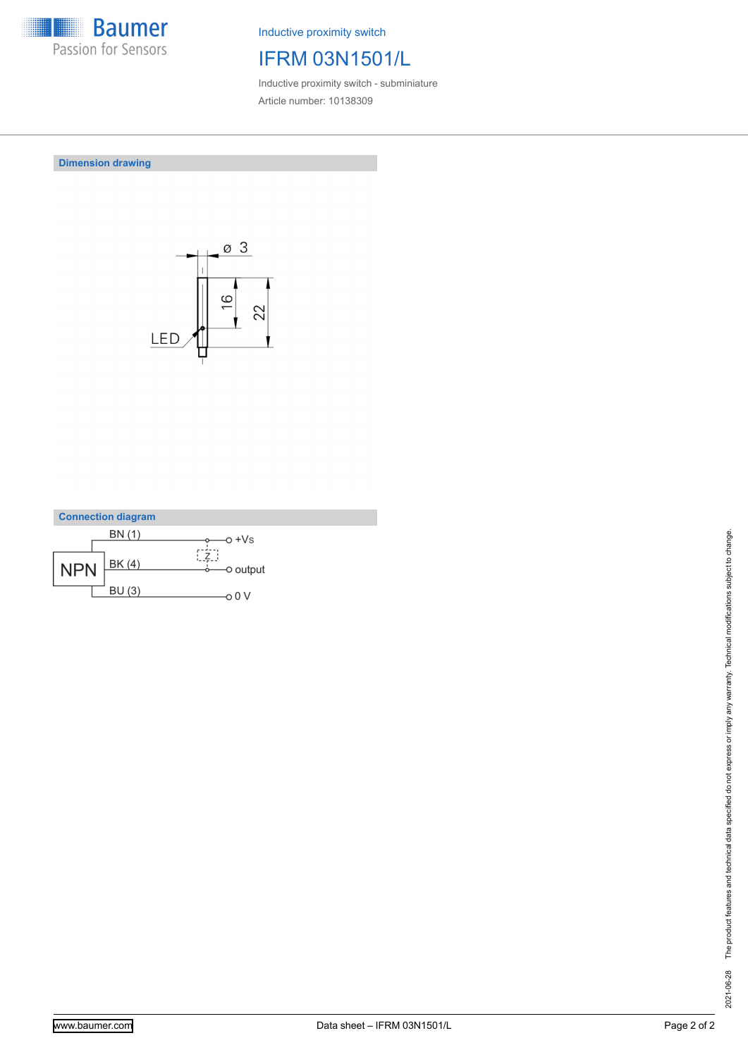Inductive proximity switch

# IFRM 03N1501/L

Inductive proximity switch - subminiature

Article number: 10138309

## Dimension drawing

ø 3

16

22

LED

## Connection diagram

NPN

BN (1)

+Vs

BK (4)

Z

output

BU (3)

0 V

The product features and technical data specified do not express or imply any warranty. Technical modifications subject to change.

2021-06-28